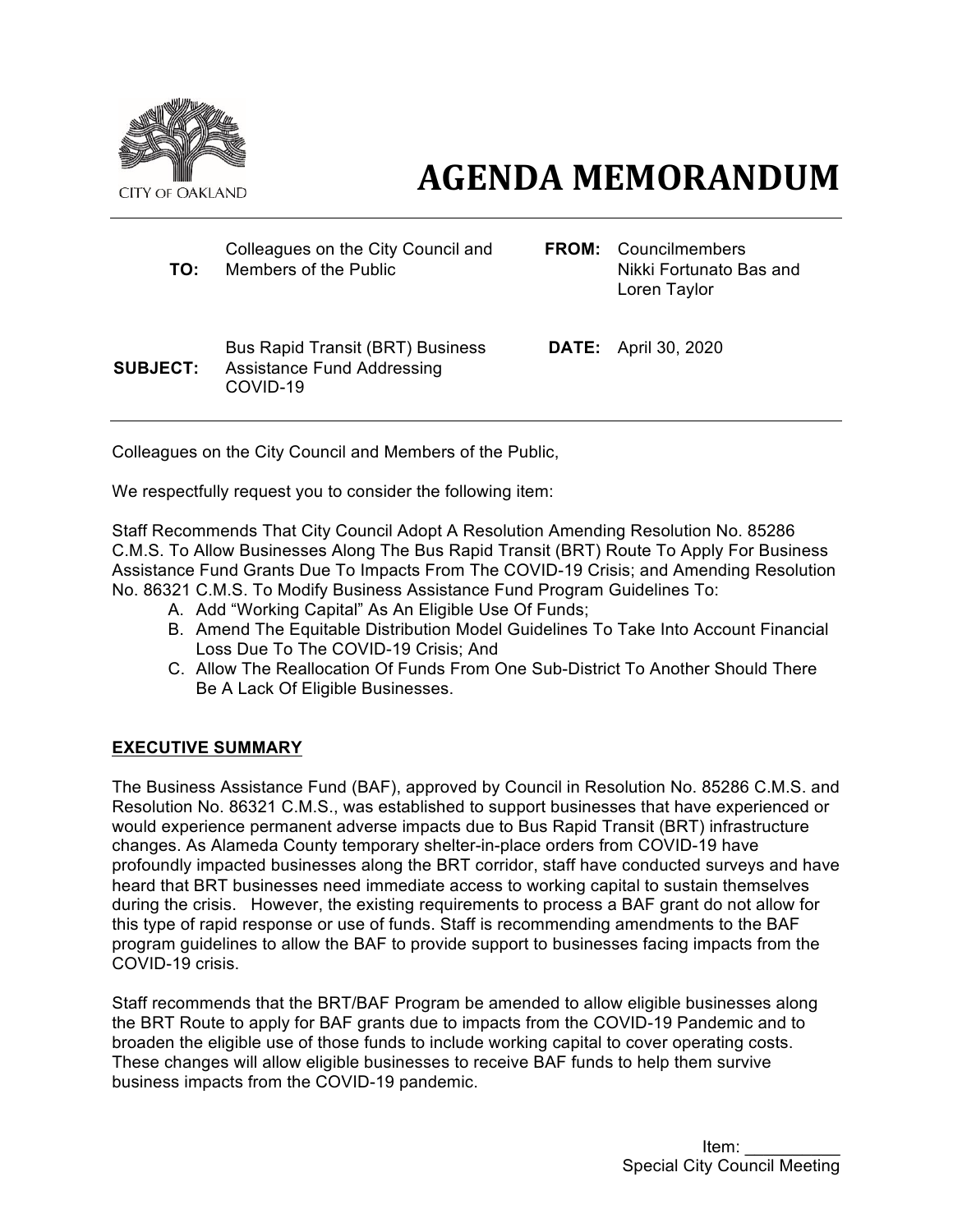CITY OF OAKLAND

# AGENDA MEMORANDUM

| | | | |
|---|---|---|---|
| **TO:** | Colleagues on the City Council and Members of the Public | **FROM:** | Councilmembers Nikki Fortunato Bas and Loren Taylor |
| **SUBJECT:** | Bus Rapid Transit (BRT) Business Assistance Fund Addressing COVID-19 | **DATE:** | April 30, 2020 |

Colleagues on the City Council and Members of the Public,

We respectfully request you to consider the following item:

Staff Recommends That City Council Adopt A Resolution Amending Resolution No. 85286 C.M.S. To Allow Businesses Along The Bus Rapid Transit (BRT) Route To Apply For Business Assistance Fund Grants Due To Impacts From The COVID-19 Crisis; and Amending Resolution No. 86321 C.M.S. To Modify Business Assistance Fund Program Guidelines To:

A. Add "Working Capital" As An Eligible Use Of Funds;
B. Amend The Equitable Distribution Model Guidelines To Take Into Account Financial Loss Due To The COVID-19 Crisis; And
C. Allow The Reallocation Of Funds From One Sub-District To Another Should There Be A Lack Of Eligible Businesses.

## EXECUTIVE SUMMARY

The Business Assistance Fund (BAF), approved by Council in Resolution No. 85286 C.M.S. and Resolution No. 86321 C.M.S., was established to support businesses that have experienced or would experience permanent adverse impacts due to Bus Rapid Transit (BRT) infrastructure changes. As Alameda County temporary shelter-in-place orders from COVID-19 have profoundly impacted businesses along the BRT corridor, staff have conducted surveys and have heard that BRT businesses need immediate access to working capital to sustain themselves during the crisis. However, the existing requirements to process a BAF grant do not allow for this type of rapid response or use of funds. Staff is recommending amendments to the BAF program guidelines to allow the BAF to provide support to businesses facing impacts from the COVID-19 crisis.

Staff recommends that the BRT/BAF Program be amended to allow eligible businesses along the BRT Route to apply for BAF grants due to impacts from the COVID-19 Pandemic and to broaden the eligible use of those funds to include working capital to cover operating costs. These changes will allow eligible businesses to receive BAF funds to help them survive business impacts from the COVID-19 pandemic.

Item: __________
Special City Council Meeting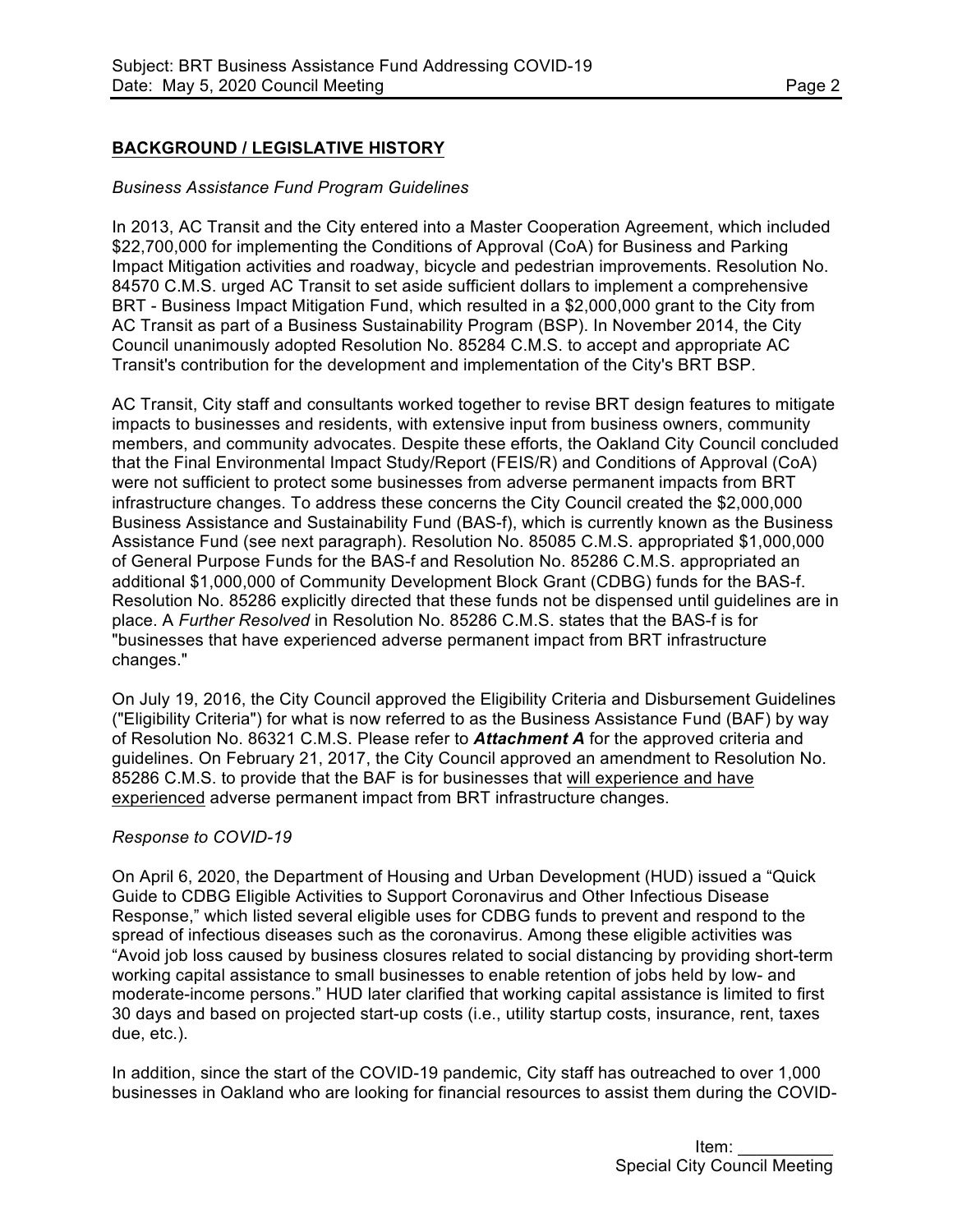## BACKGROUND / LEGISLATIVE HISTORY

*Business Assistance Fund Program Guidelines*

In 2013, AC Transit and the City entered into a Master Cooperation Agreement, which included \$22,700,000 for implementing the Conditions of Approval (CoA) for Business and Parking Impact Mitigation activities and roadway, bicycle and pedestrian improvements. Resolution No. 84570 C.M.S. urged AC Transit to set aside sufficient dollars to implement a comprehensive BRT - Business Impact Mitigation Fund, which resulted in a \$2,000,000 grant to the City from AC Transit as part of a Business Sustainability Program (BSP). In November 2014, the City Council unanimously adopted Resolution No. 85284 C.M.S. to accept and appropriate AC Transit's contribution for the development and implementation of the City's BRT BSP.

AC Transit, City staff and consultants worked together to revise BRT design features to mitigate impacts to businesses and residents, with extensive input from business owners, community members, and community advocates. Despite these efforts, the Oakland City Council concluded that the Final Environmental Impact Study/Report (FEIS/R) and Conditions of Approval (CoA) were not sufficient to protect some businesses from adverse permanent impacts from BRT infrastructure changes. To address these concerns the City Council created the \$2,000,000 Business Assistance and Sustainability Fund (BAS-f), which is currently known as the Business Assistance Fund (see next paragraph). Resolution No. 85085 C.M.S. appropriated \$1,000,000 of General Purpose Funds for the BAS-f and Resolution No. 85286 C.M.S. appropriated an additional \$1,000,000 of Community Development Block Grant (CDBG) funds for the BAS-f. Resolution No. 85286 explicitly directed that these funds not be dispensed until guidelines are in place. A *Further Resolved* in Resolution No. 85286 C.M.S. states that the BAS-f is for "businesses that have experienced adverse permanent impact from BRT infrastructure changes."

On July 19, 2016, the City Council approved the Eligibility Criteria and Disbursement Guidelines ("Eligibility Criteria") for what is now referred to as the Business Assistance Fund (BAF) by way of Resolution No. 86321 C.M.S. Please refer to ***Attachment A*** for the approved criteria and guidelines. On February 21, 2017, the City Council approved an amendment to Resolution No. 85286 C.M.S. to provide that the BAF is for businesses that <u>will experience and have experienced</u> adverse permanent impact from BRT infrastructure changes.

*Response to COVID-19*

On April 6, 2020, the Department of Housing and Urban Development (HUD) issued a "Quick Guide to CDBG Eligible Activities to Support Coronavirus and Other Infectious Disease Response," which listed several eligible uses for CDBG funds to prevent and respond to the spread of infectious diseases such as the coronavirus. Among these eligible activities was "Avoid job loss caused by business closures related to social distancing by providing short-term working capital assistance to small businesses to enable retention of jobs held by low- and moderate-income persons." HUD later clarified that working capital assistance is limited to first 30 days and based on projected start-up costs (i.e., utility startup costs, insurance, rent, taxes due, etc.).

In addition, since the start of the COVID-19 pandemic, City staff has outreached to over 1,000 businesses in Oakland who are looking for financial resources to assist them during the COVID-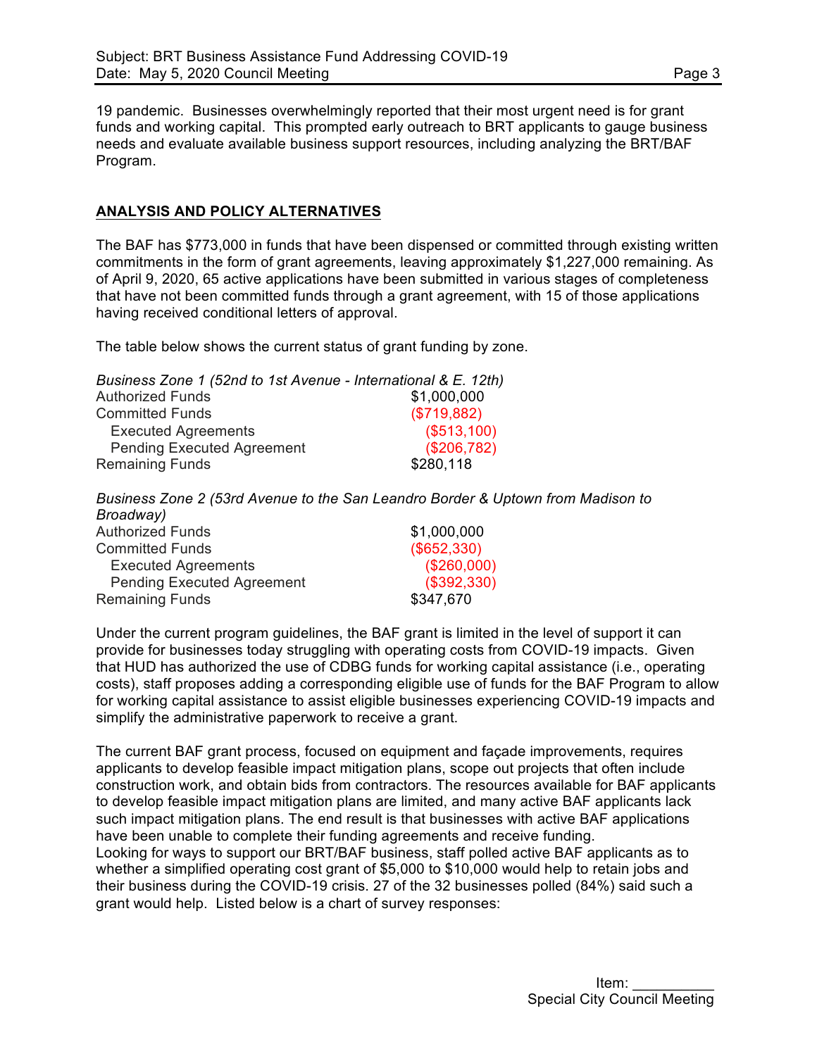19 pandemic. Businesses overwhelmingly reported that their most urgent need is for grant funds and working capital. This prompted early outreach to BRT applicants to gauge business needs and evaluate available business support resources, including analyzing the BRT/BAF Program.

## ANALYSIS AND POLICY ALTERNATIVES

The BAF has $773,000 in funds that have been dispensed or committed through existing written commitments in the form of grant agreements, leaving approximately $1,227,000 remaining. As of April 9, 2020, 65 active applications have been submitted in various stages of completeness that have not been committed funds through a grant agreement, with 15 of those applications having received conditional letters of approval.

The table below shows the current status of grant funding by zone.

*Business Zone 1 (52nd to 1st Avenue - International & E. 12th)*

| | |
|---|---|
| Authorized Funds | $1,000,000 |
| Committed Funds | ($719,882) |
| Executed Agreements | ($513,100) |
| Pending Executed Agreement | ($206,782) |
| Remaining Funds | $280,118 |

*Business Zone 2 (53rd Avenue to the San Leandro Border & Uptown from Madison to Broadway)*

| | |
|---|---|
| Authorized Funds | $1,000,000 |
| Committed Funds | ($652,330) |
| Executed Agreements | ($260,000) |
| Pending Executed Agreement | ($392,330) |
| Remaining Funds | $347,670 |

Under the current program guidelines, the BAF grant is limited in the level of support it can provide for businesses today struggling with operating costs from COVID-19 impacts. Given that HUD has authorized the use of CDBG funds for working capital assistance (i.e., operating costs), staff proposes adding a corresponding eligible use of funds for the BAF Program to allow for working capital assistance to assist eligible businesses experiencing COVID-19 impacts and simplify the administrative paperwork to receive a grant.

The current BAF grant process, focused on equipment and façade improvements, requires applicants to develop feasible impact mitigation plans, scope out projects that often include construction work, and obtain bids from contractors. The resources available for BAF applicants to develop feasible impact mitigation plans are limited, and many active BAF applicants lack such impact mitigation plans. The end result is that businesses with active BAF applications have been unable to complete their funding agreements and receive funding.
Looking for ways to support our BRT/BAF business, staff polled active BAF applicants as to whether a simplified operating cost grant of $5,000 to $10,000 would help to retain jobs and their business during the COVID-19 crisis. 27 of the 32 businesses polled (84%) said such a grant would help. Listed below is a chart of survey responses: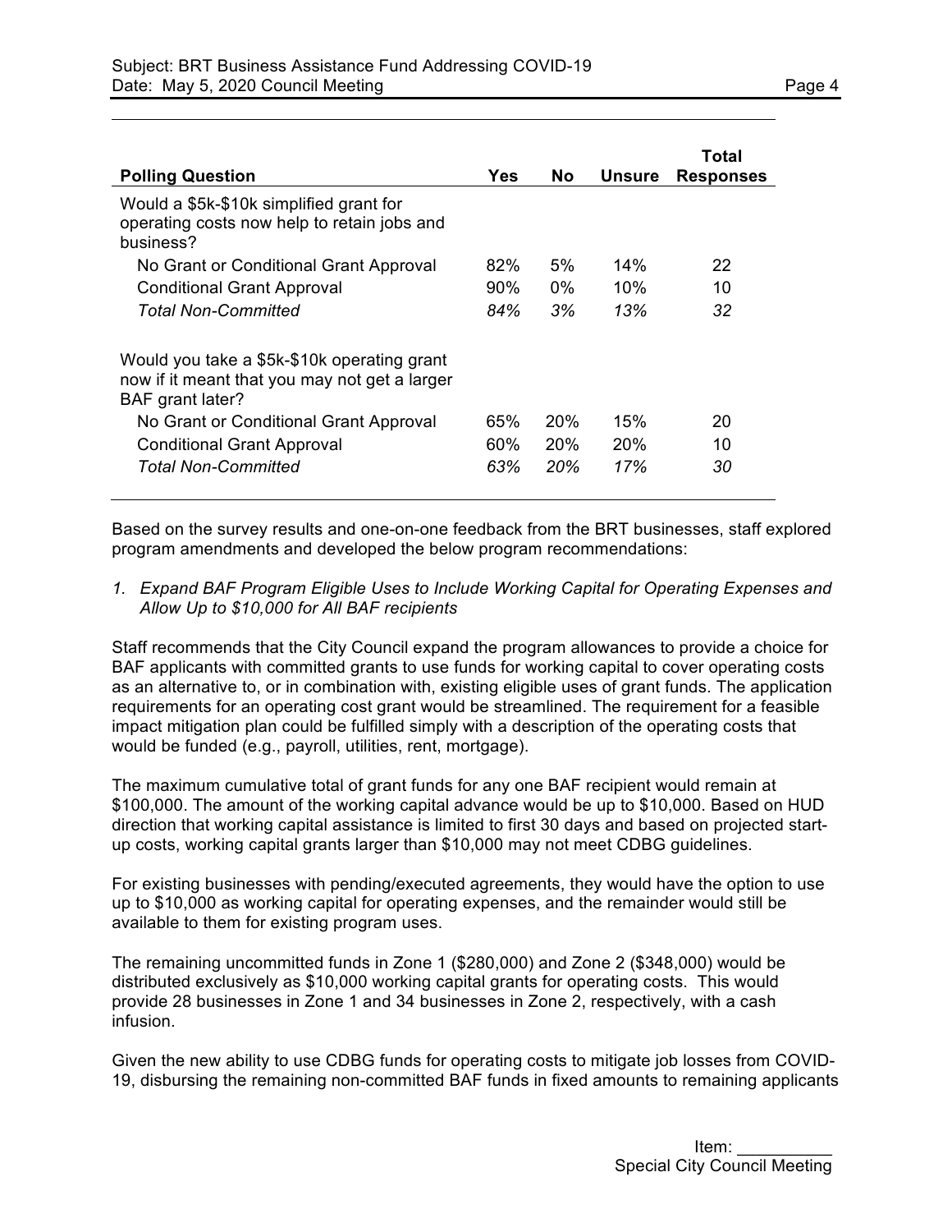| Polling Question | Yes | No | Unsure | Total Responses |
|---|---|---|---|---|
| Would a $5k-$10k simplified grant for operating costs now help to retain jobs and business? | | | | |
| No Grant or Conditional Grant Approval | 82% | 5% | 14% | 22 |
| Conditional Grant Approval | 90% | 0% | 10% | 10 |
| *Total Non-Committed* | *84%* | *3%* | *13%* | *32* |
| Would you take a $5k-$10k operating grant now if it meant that you may not get a larger BAF grant later? | | | | |
| No Grant or Conditional Grant Approval | 65% | 20% | 15% | 20 |
| Conditional Grant Approval | 60% | 20% | 20% | 10 |
| *Total Non-Committed* | *63%* | *20%* | *17%* | *30* |

Based on the survey results and one-on-one feedback from the BRT businesses, staff explored program amendments and developed the below program recommendations:

*1. Expand BAF Program Eligible Uses to Include Working Capital for Operating Expenses and Allow Up to $10,000 for All BAF recipients*

Staff recommends that the City Council expand the program allowances to provide a choice for BAF applicants with committed grants to use funds for working capital to cover operating costs as an alternative to, or in combination with, existing eligible uses of grant funds. The application requirements for an operating cost grant would be streamlined. The requirement for a feasible impact mitigation plan could be fulfilled simply with a description of the operating costs that would be funded (e.g., payroll, utilities, rent, mortgage).

The maximum cumulative total of grant funds for any one BAF recipient would remain at $100,000. The amount of the working capital advance would be up to $10,000. Based on HUD direction that working capital assistance is limited to first 30 days and based on projected start-up costs, working capital grants larger than $10,000 may not meet CDBG guidelines.

For existing businesses with pending/executed agreements, they would have the option to use up to $10,000 as working capital for operating expenses, and the remainder would still be available to them for existing program uses.

The remaining uncommitted funds in Zone 1 ($280,000) and Zone 2 ($348,000) would be distributed exclusively as $10,000 working capital grants for operating costs. This would provide 28 businesses in Zone 1 and 34 businesses in Zone 2, respectively, with a cash infusion.

Given the new ability to use CDBG funds for operating costs to mitigate job losses from COVID-19, disbursing the remaining non-committed BAF funds in fixed amounts to remaining applicants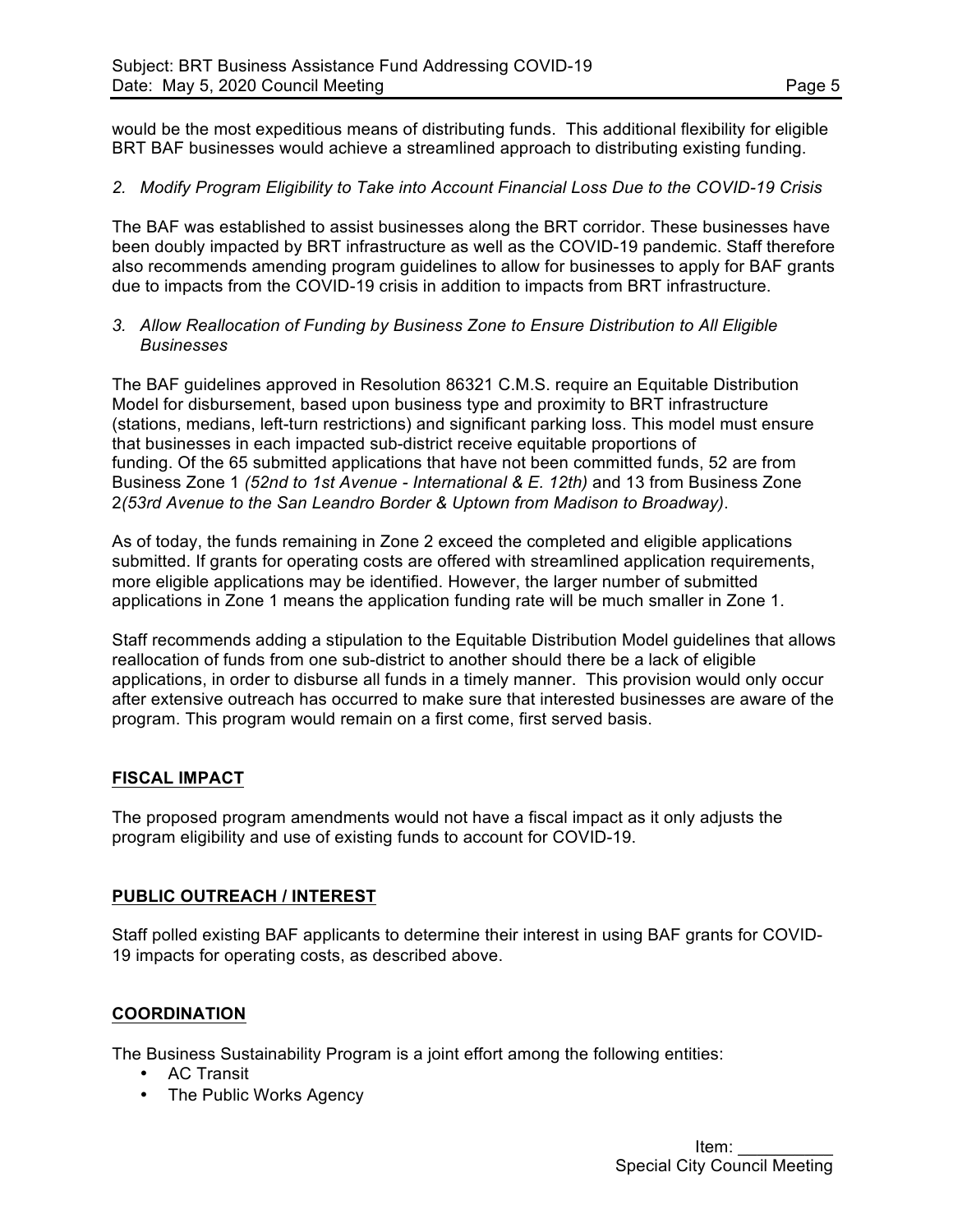would be the most expeditious means of distributing funds. This additional flexibility for eligible BRT BAF businesses would achieve a streamlined approach to distributing existing funding.

*2. Modify Program Eligibility to Take into Account Financial Loss Due to the COVID-19 Crisis*

The BAF was established to assist businesses along the BRT corridor. These businesses have been doubly impacted by BRT infrastructure as well as the COVID-19 pandemic. Staff therefore also recommends amending program guidelines to allow for businesses to apply for BAF grants due to impacts from the COVID-19 crisis in addition to impacts from BRT infrastructure.

*3. Allow Reallocation of Funding by Business Zone to Ensure Distribution to All Eligible Businesses*

The BAF guidelines approved in Resolution 86321 C.M.S. require an Equitable Distribution Model for disbursement, based upon business type and proximity to BRT infrastructure (stations, medians, left-turn restrictions) and significant parking loss. This model must ensure that businesses in each impacted sub-district receive equitable proportions of funding. Of the 65 submitted applications that have not been committed funds, 52 are from Business Zone 1 *(52nd to 1st Avenue - International & E. 12th)* and 13 from Business Zone 2*(53rd Avenue to the San Leandro Border & Uptown from Madison to Broadway)*.

As of today, the funds remaining in Zone 2 exceed the completed and eligible applications submitted. If grants for operating costs are offered with streamlined application requirements, more eligible applications may be identified. However, the larger number of submitted applications in Zone 1 means the application funding rate will be much smaller in Zone 1.

Staff recommends adding a stipulation to the Equitable Distribution Model guidelines that allows reallocation of funds from one sub-district to another should there be a lack of eligible applications, in order to disburse all funds in a timely manner. This provision would only occur after extensive outreach has occurred to make sure that interested businesses are aware of the program. This program would remain on a first come, first served basis.

## FISCAL IMPACT

The proposed program amendments would not have a fiscal impact as it only adjusts the program eligibility and use of existing funds to account for COVID-19.

## PUBLIC OUTREACH / INTEREST

Staff polled existing BAF applicants to determine their interest in using BAF grants for COVID-19 impacts for operating costs, as described above.

## COORDINATION

The Business Sustainability Program is a joint effort among the following entities:

- AC Transit
- The Public Works Agency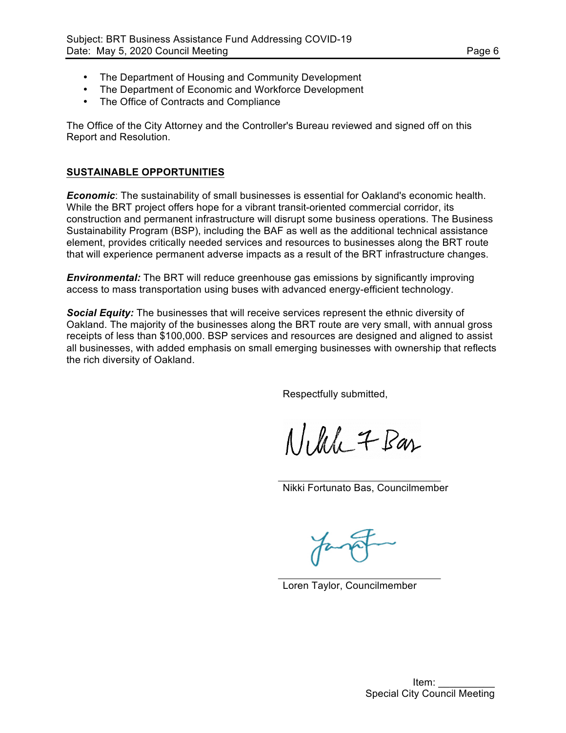- The Department of Housing and Community Development
- The Department of Economic and Workforce Development
- The Office of Contracts and Compliance

The Office of the City Attorney and the Controller's Bureau reviewed and signed off on this Report and Resolution.

## SUSTAINABLE OPPORTUNITIES

***Economic***: The sustainability of small businesses is essential for Oakland's economic health. While the BRT project offers hope for a vibrant transit-oriented commercial corridor, its construction and permanent infrastructure will disrupt some business operations. The Business Sustainability Program (BSP), including the BAF as well as the additional technical assistance element, provides critically needed services and resources to businesses along the BRT route that will experience permanent adverse impacts as a result of the BRT infrastructure changes.

***Environmental:*** The BRT will reduce greenhouse gas emissions by significantly improving access to mass transportation using buses with advanced energy-efficient technology.

***Social Equity:*** The businesses that will receive services represent the ethnic diversity of Oakland. The majority of the businesses along the BRT route are very small, with annual gross receipts of less than $100,000. BSP services and resources are designed and aligned to assist all businesses, with added emphasis on small emerging businesses with ownership that reflects the rich diversity of Oakland.

Respectfully submitted,

Nikki Fortunato Bas, Councilmember

Loren Taylor, Councilmember

Item: __________
Special City Council Meeting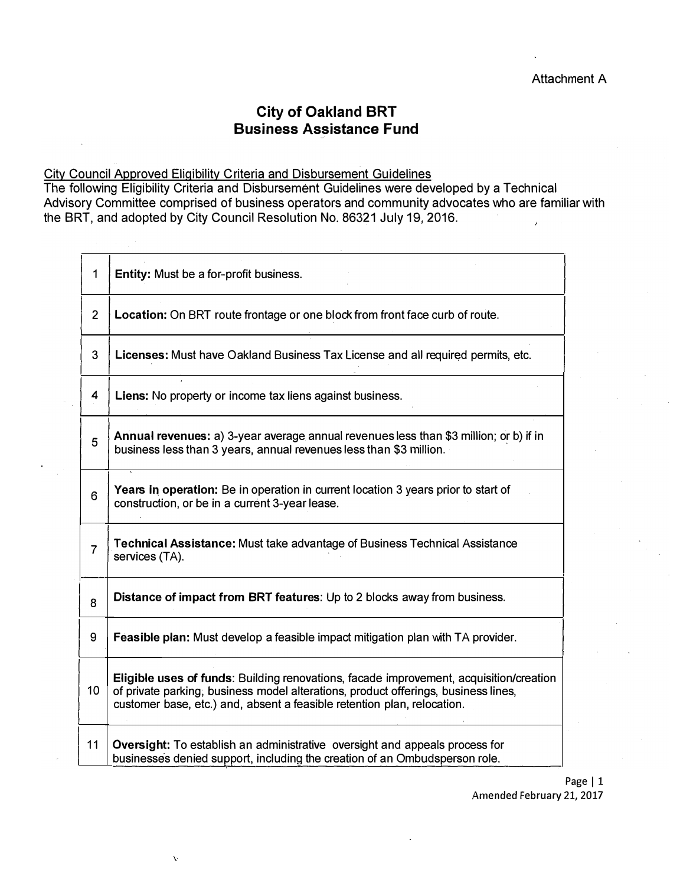Attachment A

# City of Oakland BRT Business Assistance Fund

City Council Approved Eligibility Criteria and Disbursement Guidelines

The following Eligibility Criteria and Disbursement Guidelines were developed by a Technical Advisory Committee comprised of business operators and community advocates who are familiar with the BRT, and adopted by City Council Resolution No. 86321 July 19, 2016.

| | |
|---|---|
| 1 | **Entity:** Must be a for-profit business. |
| 2 | **Location:** On BRT route frontage or one block from front face curb of route. |
| 3 | **Licenses:** Must have Oakland Business Tax License and all required permits, etc. |
| 4 | **Liens:** No property or income tax liens against business. |
| 5 | **Annual revenues:** a) 3-year average annual revenues less than $3 million; or b) if in business less than 3 years, annual revenues less than $3 million. |
| 6 | **Years in operation:** Be in operation in current location 3 years prior to start of construction, or be in a current 3-year lease. |
| 7 | **Technical Assistance:** Must take advantage of Business Technical Assistance services (TA). |
| 8 | **Distance of impact from BRT features:** Up to 2 blocks away from business. |
| 9 | **Feasible plan:** Must develop a feasible impact mitigation plan with TA provider. |
| 10 | **Eligible uses of funds:** Building renovations, facade improvement, acquisition/creation of private parking, business model alterations, product offerings, business lines, customer base, etc.) and, absent a feasible retention plan, relocation. |
| 11 | **Oversight:** To establish an administrative oversight and appeals process for businesses denied support, including the creation of an Ombudsperson role. |

Amended February 21, 2017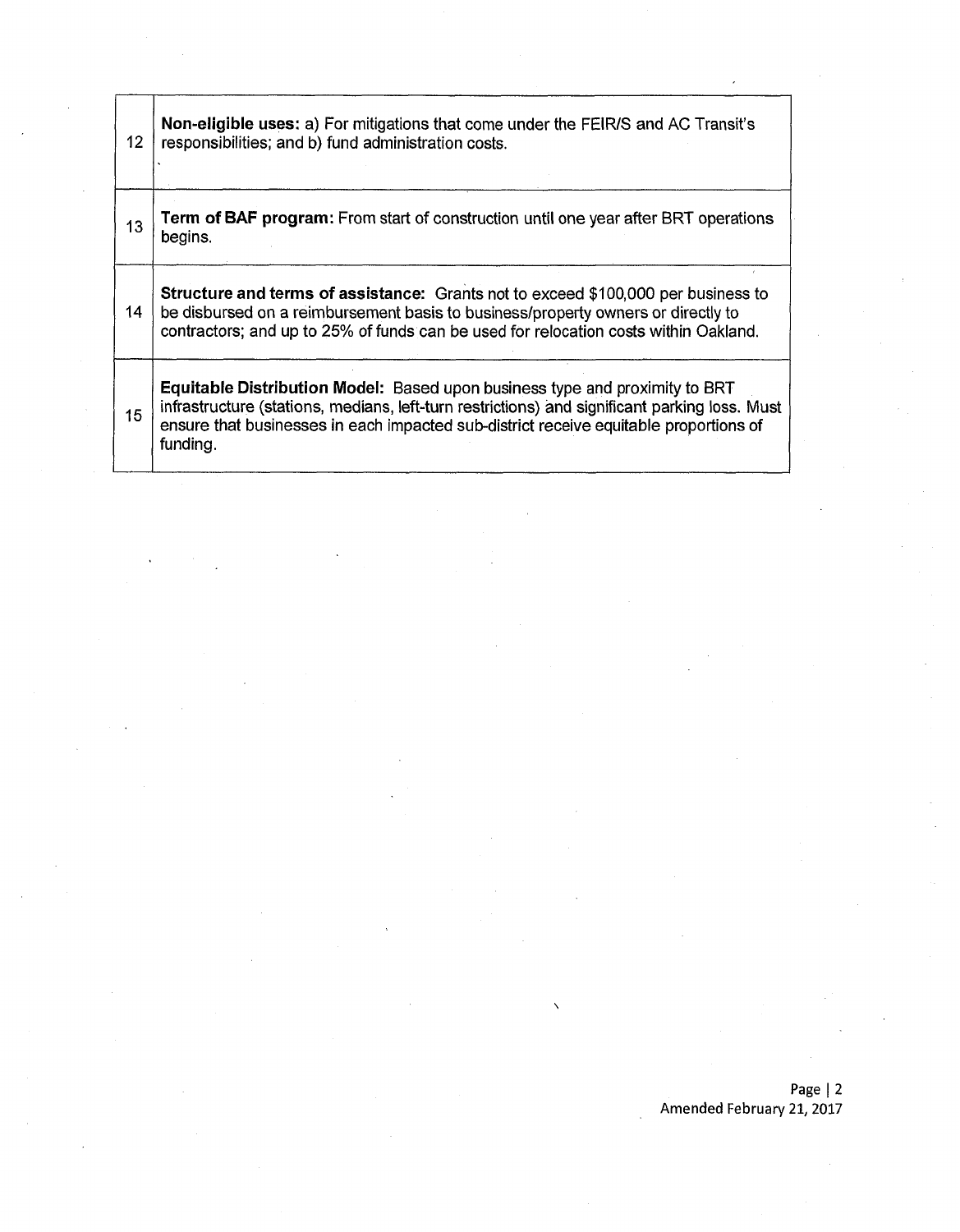| | |
|---|---|
| 12 | **Non-eligible uses:** a) For mitigations that come under the FEIR/S and AC Transit's responsibilities; and b) fund administration costs. |
| 13 | **Term of BAF program:** From start of construction until one year after BRT operations begins. |
| 14 | **Structure and terms of assistance:** Grants not to exceed $100,000 per business to be disbursed on a reimbursement basis to business/property owners or directly to contractors; and up to 25% of funds can be used for relocation costs within Oakland. |
| 15 | **Equitable Distribution Model:** Based upon business type and proximity to BRT infrastructure (stations, medians, left-turn restrictions) and significant parking loss. Must ensure that businesses in each impacted sub-district receive equitable proportions of funding. |

Amended February 21, 2017